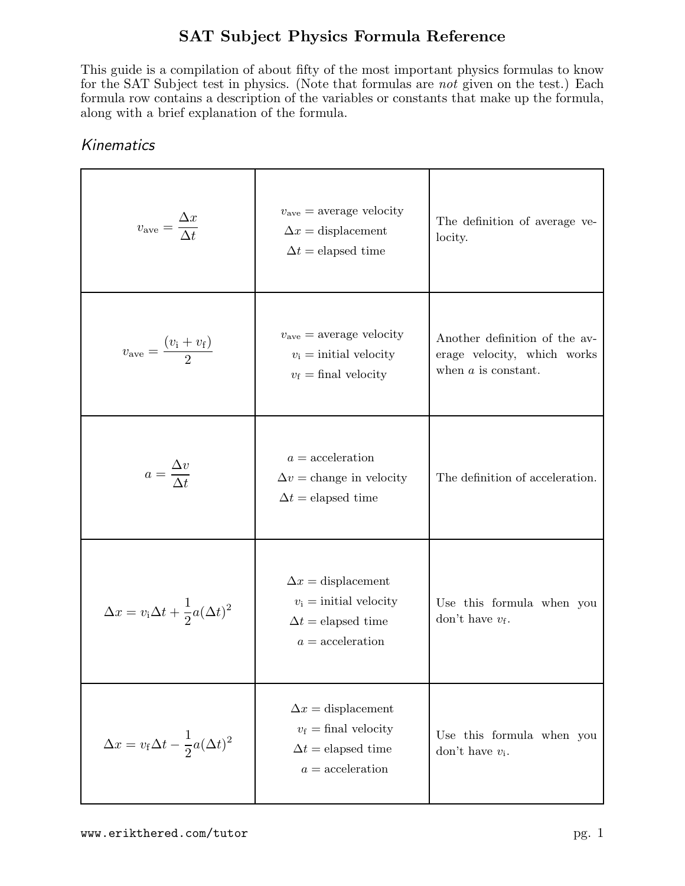# SAT Subject Physics Formula Reference

This guide is a compilation of about fifty of the most important physics formulas to know for the SAT Subject test in physics. (Note that formulas are *not* given on the test.) Each formula row contains a description of the variables or constants that make up the formula, along with a brief explanation of the formula.

## *Kinematics*

| Formula | Variables | Explanation |
| --- | --- | --- |
| $v_{\text{ave}} = \dfrac{\Delta x}{\Delta t}$ | $v_{\text{ave}}$ = average velocity<br>$\Delta x$ = displacement<br>$\Delta t$ = elapsed time | The definition of average velocity. |
| $v_{\text{ave}} = \dfrac{(v_{\text{i}} + v_{\text{f}})}{2}$ | $v_{\text{ave}}$ = average velocity<br>$v_{\text{i}}$ = initial velocity<br>$v_{\text{f}}$ = final velocity | Another definition of the average velocity, which works when $a$ is constant. |
| $a = \dfrac{\Delta v}{\Delta t}$ | $a$ = acceleration<br>$\Delta v$ = change in velocity<br>$\Delta t$ = elapsed time | The definition of acceleration. |
| $\Delta x = v_{\text{i}} \Delta t + \dfrac{1}{2} a (\Delta t)^2$ | $\Delta x$ = displacement<br>$v_{\text{i}}$ = initial velocity<br>$\Delta t$ = elapsed time<br>$a$ = acceleration | Use this formula when you don't have $v_{\text{f}}$. |
| $\Delta x = v_{\text{f}} \Delta t - \dfrac{1}{2} a (\Delta t)^2$ | $\Delta x$ = displacement<br>$v_{\text{f}}$ = final velocity<br>$\Delta t$ = elapsed time<br>$a$ = acceleration | Use this formula when you don't have $v_{\text{i}}$. |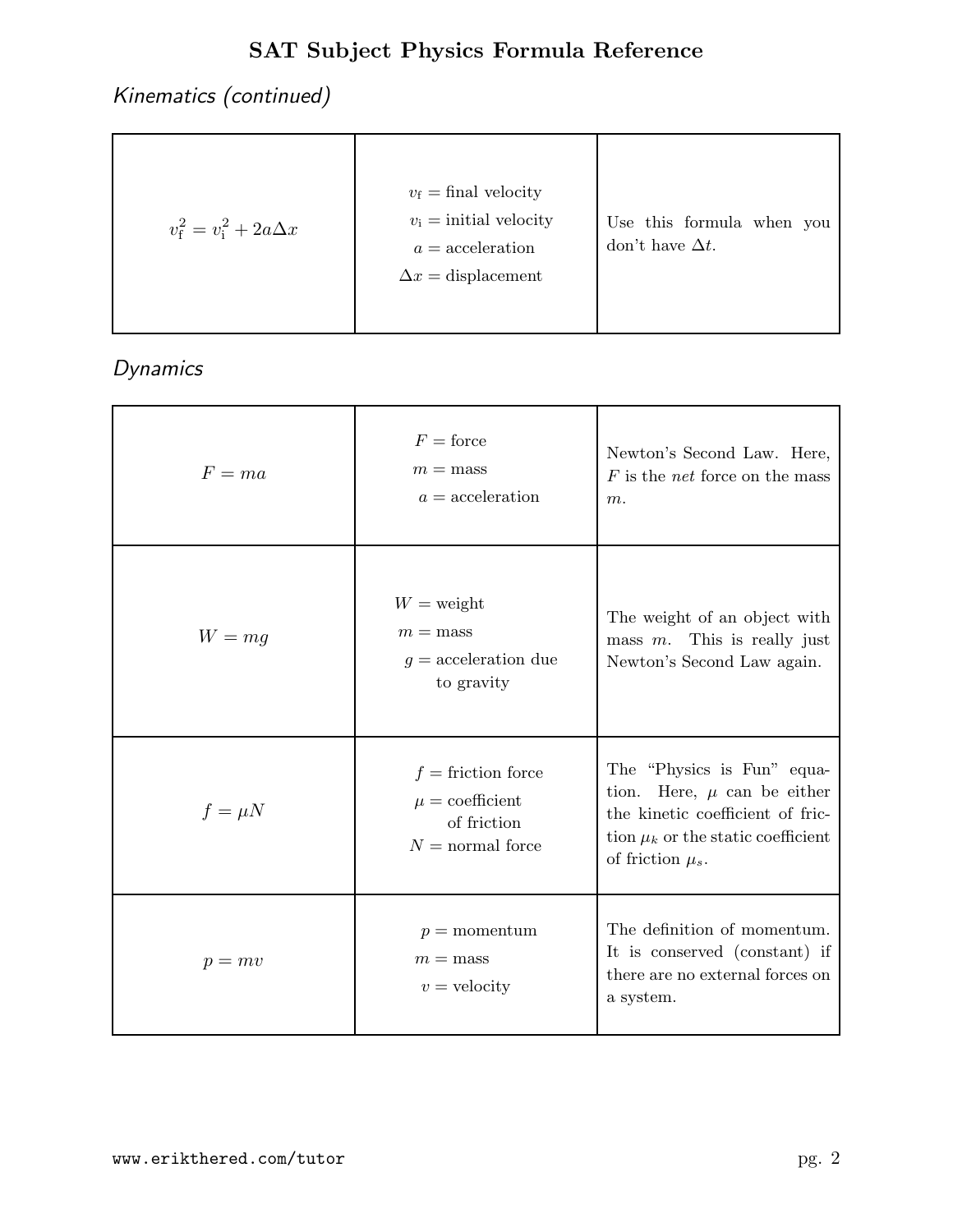## Kinematics (continued)

| | | |
|---|---|---|
| $v_f^2 = v_i^2 + 2a\Delta x$ | $v_f$ = final velocity<br>$v_i$ = initial velocity<br>$a$ = acceleration<br>$\Delta x$ = displacement | Use this formula when you don't have $\Delta t$. |

## Dynamics

| | | |
|---|---|---|
| $F = ma$ | $F$ = force<br>$m$ = mass<br>$a$ = acceleration | Newton's Second Law. Here, $F$ is the *net* force on the mass $m$. |
| $W = mg$ | $W$ = weight<br>$m$ = mass<br>$g$ = acceleration due to gravity | The weight of an object with mass $m$. This is really just Newton's Second Law again. |
| $f = \mu N$ | $f$ = friction force<br>$\mu$ = coefficient of friction<br>$N$ = normal force | The "Physics is Fun" equation. Here, $\mu$ can be either the kinetic coefficient of friction $\mu_k$ or the static coefficient of friction $\mu_s$. |
| $p = mv$ | $p$ = momentum<br>$m$ = mass<br>$v$ = velocity | The definition of momentum. It is conserved (constant) if there are no external forces on a system. |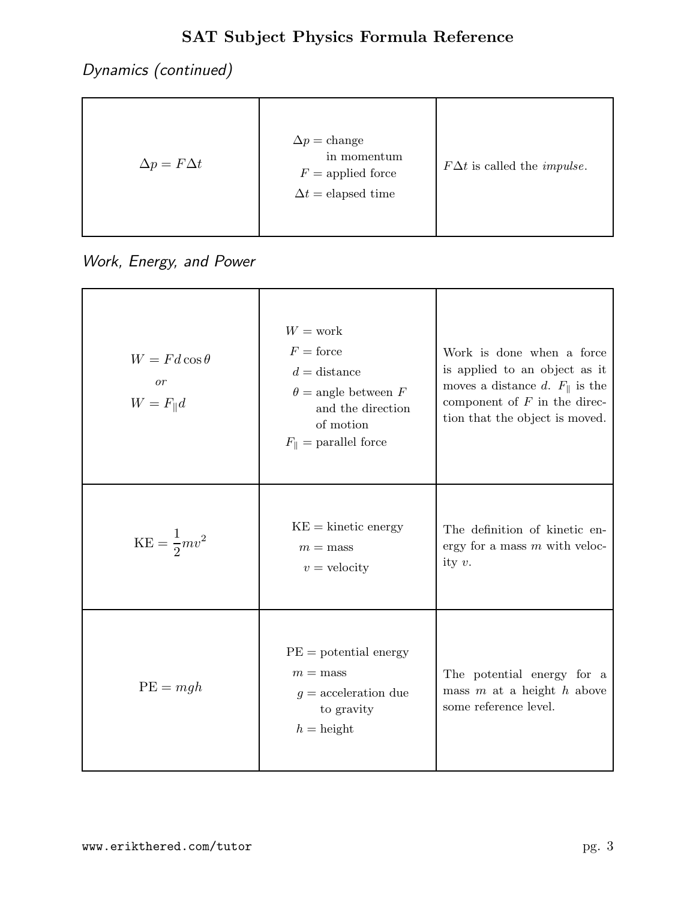## Dynamics (continued)

| | | |
|---|---|---|
| $\Delta p = F \Delta t$ | $\Delta p$ = change in momentum<br>$F$ = applied force<br>$\Delta t$ = elapsed time | $F \Delta t$ is called the *impulse*. |

## Work, Energy, and Power

| | | |
|---|---|---|
| $W = Fd \cos\theta$<br>*or*<br>$W = F_{\parallel} d$ | $W$ = work<br>$F$ = force<br>$d$ = distance<br>$\theta$ = angle between $F$ and the direction of motion<br>$F_{\parallel}$ = parallel force | Work is done when a force is applied to an object as it moves a distance $d$. $F_{\parallel}$ is the component of $F$ in the direction that the object is moved. |
| $\text{KE} = \frac{1}{2}mv^2$ | KE = kinetic energy<br>$m$ = mass<br>$v$ = velocity | The definition of kinetic energy for a mass $m$ with velocity $v$. |
| $\text{PE} = mgh$ | PE = potential energy<br>$m$ = mass<br>$g$ = acceleration due to gravity<br>$h$ = height | The potential energy for a mass $m$ at a height $h$ above some reference level. |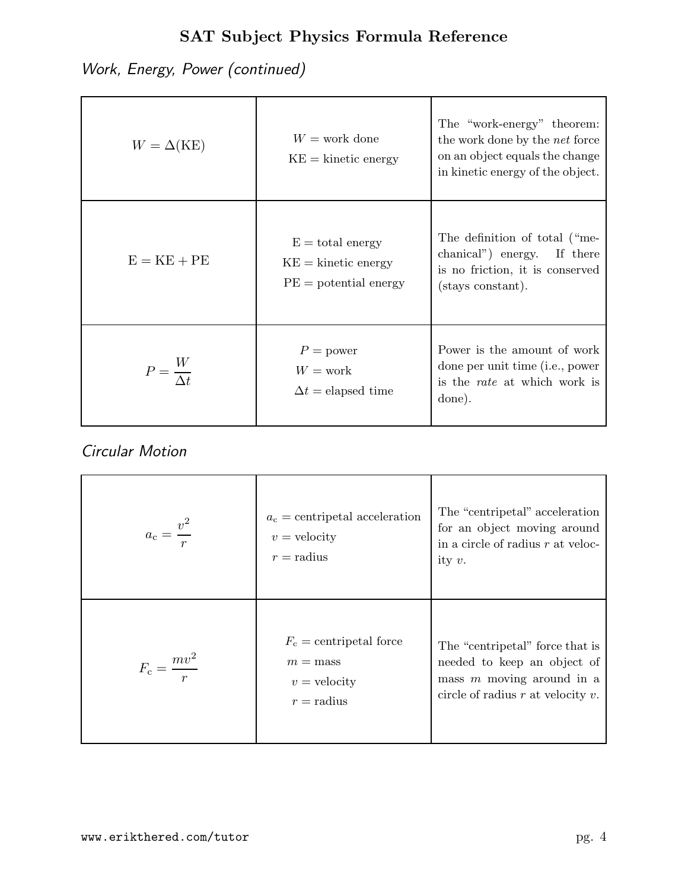## Work, Energy, Power (continued)

| | | |
|---|---|---|
| $W = \Delta(\text{KE})$ | $W$ = work done<br>KE = kinetic energy | The "work-energy" theorem: the work done by the *net* force on an object equals the change in kinetic energy of the object. |
| $\text{E} = \text{KE} + \text{PE}$ | E = total energy<br>KE = kinetic energy<br>PE = potential energy | The definition of total ("mechanical") energy. If there is no friction, it is conserved (stays constant). |
| $P = \dfrac{W}{\Delta t}$ | $P$ = power<br>$W$ = work<br>$\Delta t$ = elapsed time | Power is the amount of work done per unit time (i.e., power is the *rate* at which work is done). |

## Circular Motion

| | | |
|---|---|---|
| $a_\text{c} = \dfrac{v^2}{r}$ | $a_\text{c}$ = centripetal acceleration<br>$v$ = velocity<br>$r$ = radius | The "centripetal" acceleration for an object moving around in a circle of radius $r$ at velocity $v$. |
| $F_\text{c} = \dfrac{mv^2}{r}$ | $F_\text{c}$ = centripetal force<br>$m$ = mass<br>$v$ = velocity<br>$r$ = radius | The "centripetal" force that is needed to keep an object of mass $m$ moving around in a circle of radius $r$ at velocity $v$. |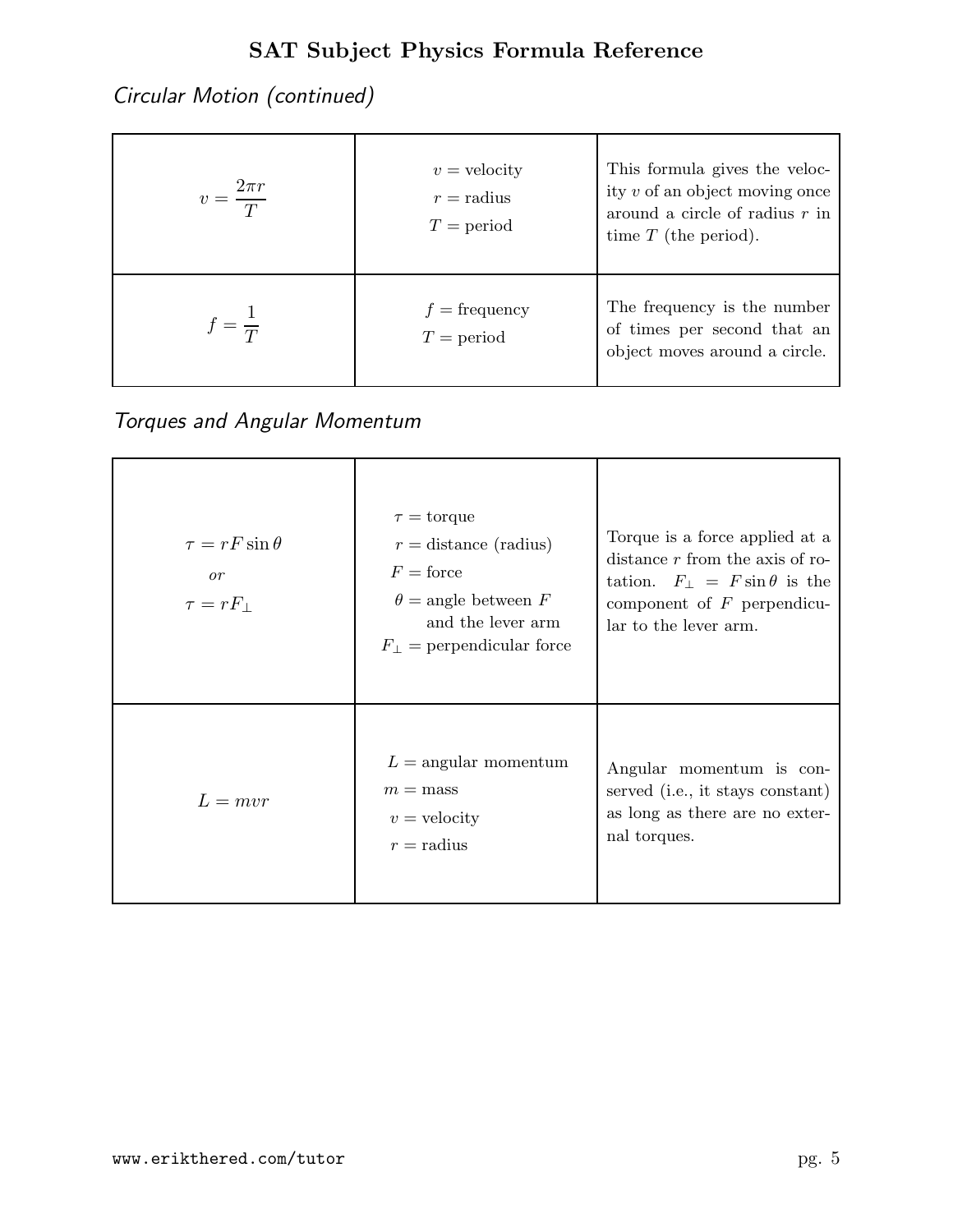## Circular Motion (continued)

| | | |
|---|---|---|
| $v = \dfrac{2\pi r}{T}$ | $v =$ velocity<br>$r =$ radius<br>$T =$ period | This formula gives the velocity $v$ of an object moving once around a circle of radius $r$ in time $T$ (the period). |
| $f = \dfrac{1}{T}$ | $f =$ frequency<br>$T =$ period | The frequency is the number of times per second that an object moves around a circle. |

## Torques and Angular Momentum

| | | |
|---|---|---|
| $\tau = rF\sin\theta$<br>*or*<br>$\tau = rF_{\perp}$ | $\tau =$ torque<br>$r =$ distance (radius)<br>$F =$ force<br>$\theta =$ angle between $F$ and the lever arm<br>$F_{\perp} =$ perpendicular force | Torque is a force applied at a distance $r$ from the axis of rotation. $F_{\perp} = F\sin\theta$ is the component of $F$ perpendicular to the lever arm. |
| $L = mvr$ | $L =$ angular momentum<br>$m =$ mass<br>$v =$ velocity<br>$r =$ radius | Angular momentum is conserved (i.e., it stays constant) as long as there are no external torques. |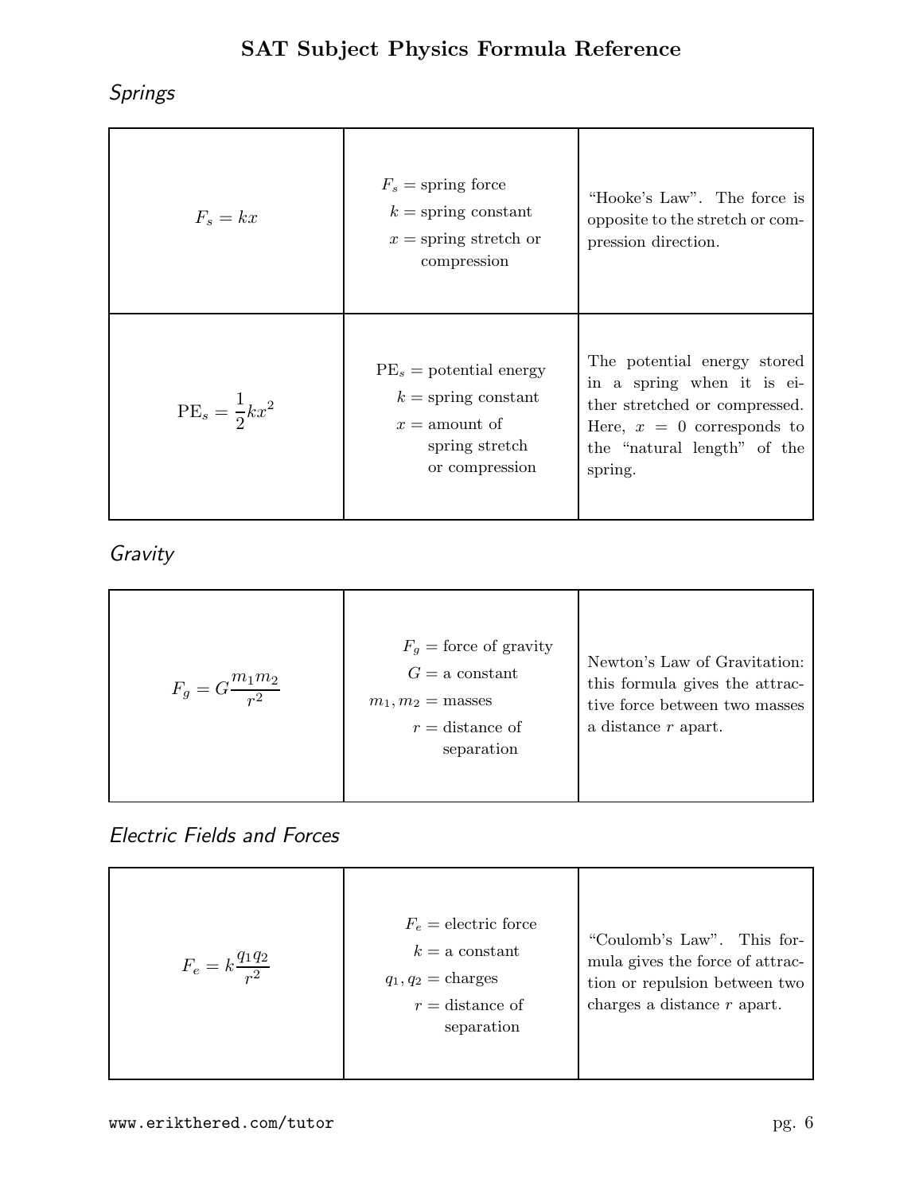# SAT Subject Physics Formula Reference

## *Springs*

| | | |
|---|---|---|
| $F_s = kx$ | $F_s =$ spring force<br>$k =$ spring constant<br>$x =$ spring stretch or compression | "Hooke's Law". The force is opposite to the stretch or compression direction. |
| $\mathrm{PE}_s = \frac{1}{2}kx^2$ | $\mathrm{PE}_s =$ potential energy<br>$k =$ spring constant<br>$x =$ amount of spring stretch or compression | The potential energy stored in a spring when it is either stretched or compressed. Here, $x = 0$ corresponds to the "natural length" of the spring. |

## *Gravity*

| | | |
|---|---|---|
| $F_g = G\frac{m_1 m_2}{r^2}$ | $F_g =$ force of gravity<br>$G =$ a constant<br>$m_1, m_2 =$ masses<br>$r =$ distance of separation | Newton's Law of Gravitation: this formula gives the attractive force between two masses a distance $r$ apart. |

## *Electric Fields and Forces*

| | | |
|---|---|---|
| $F_e = k\frac{q_1 q_2}{r^2}$ | $F_e =$ electric force<br>$k =$ a constant<br>$q_1, q_2 =$ charges<br>$r =$ distance of separation | "Coulomb's Law". This formula gives the force of attraction or repulsion between two charges a distance $r$ apart. |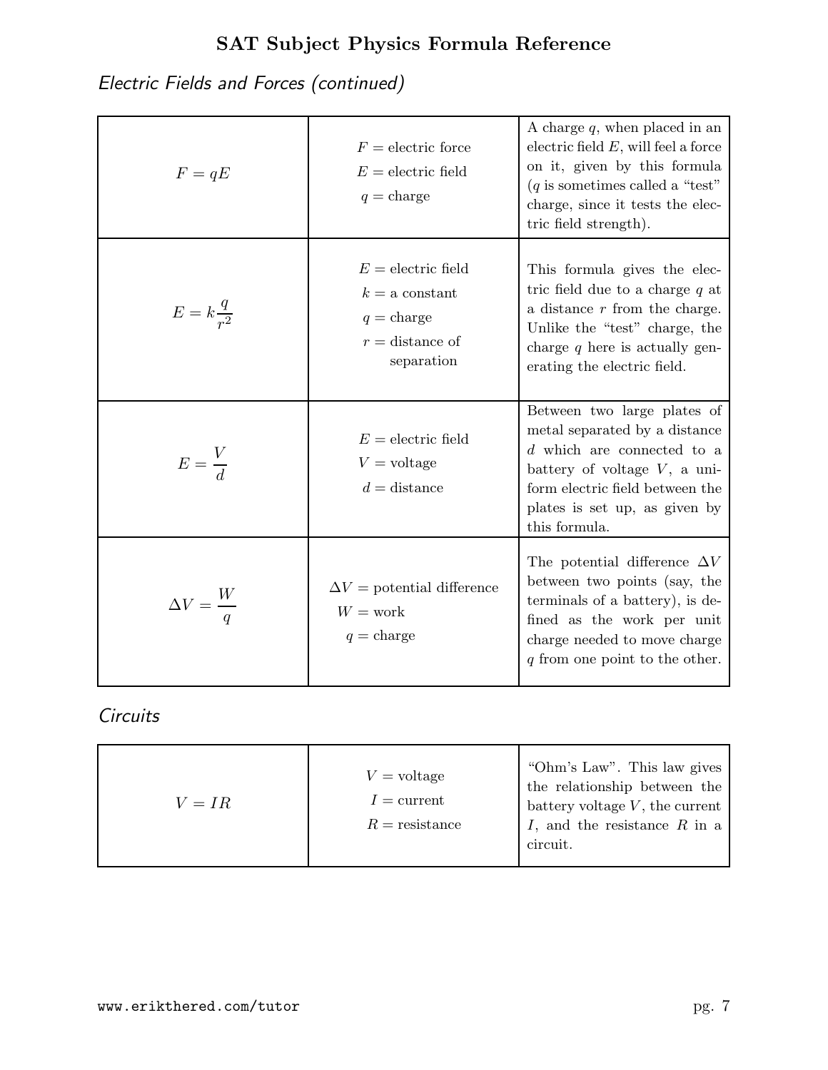## Electric Fields and Forces (continued)

| | | |
|---|---|---|
| $F = qE$ | $F$ = electric force<br>$E$ = electric field<br>$q$ = charge | A charge $q$, when placed in an electric field $E$, will feel a force on it, given by this formula ($q$ is sometimes called a "test" charge, since it tests the electric field strength). |
| $E = k\frac{q}{r^2}$ | $E$ = electric field<br>$k$ = a constant<br>$q$ = charge<br>$r$ = distance of separation | This formula gives the electric field due to a charge $q$ at a distance $r$ from the charge. Unlike the "test" charge, the charge $q$ here is actually generating the electric field. |
| $E = \frac{V}{d}$ | $E$ = electric field<br>$V$ = voltage<br>$d$ = distance | Between two large plates of metal separated by a distance $d$ which are connected to a battery of voltage $V$, a uniform electric field between the plates is set up, as given by this formula. |
| $\Delta V = \frac{W}{q}$ | $\Delta V$ = potential difference<br>$W$ = work<br>$q$ = charge | The potential difference $\Delta V$ between two points (say, the terminals of a battery), is defined as the work per unit charge needed to move charge $q$ from one point to the other. |

## Circuits

| | | |
|---|---|---|
| $V = IR$ | $V$ = voltage<br>$I$ = current<br>$R$ = resistance | "Ohm's Law". This law gives the relationship between the battery voltage $V$, the current $I$, and the resistance $R$ in a circuit. |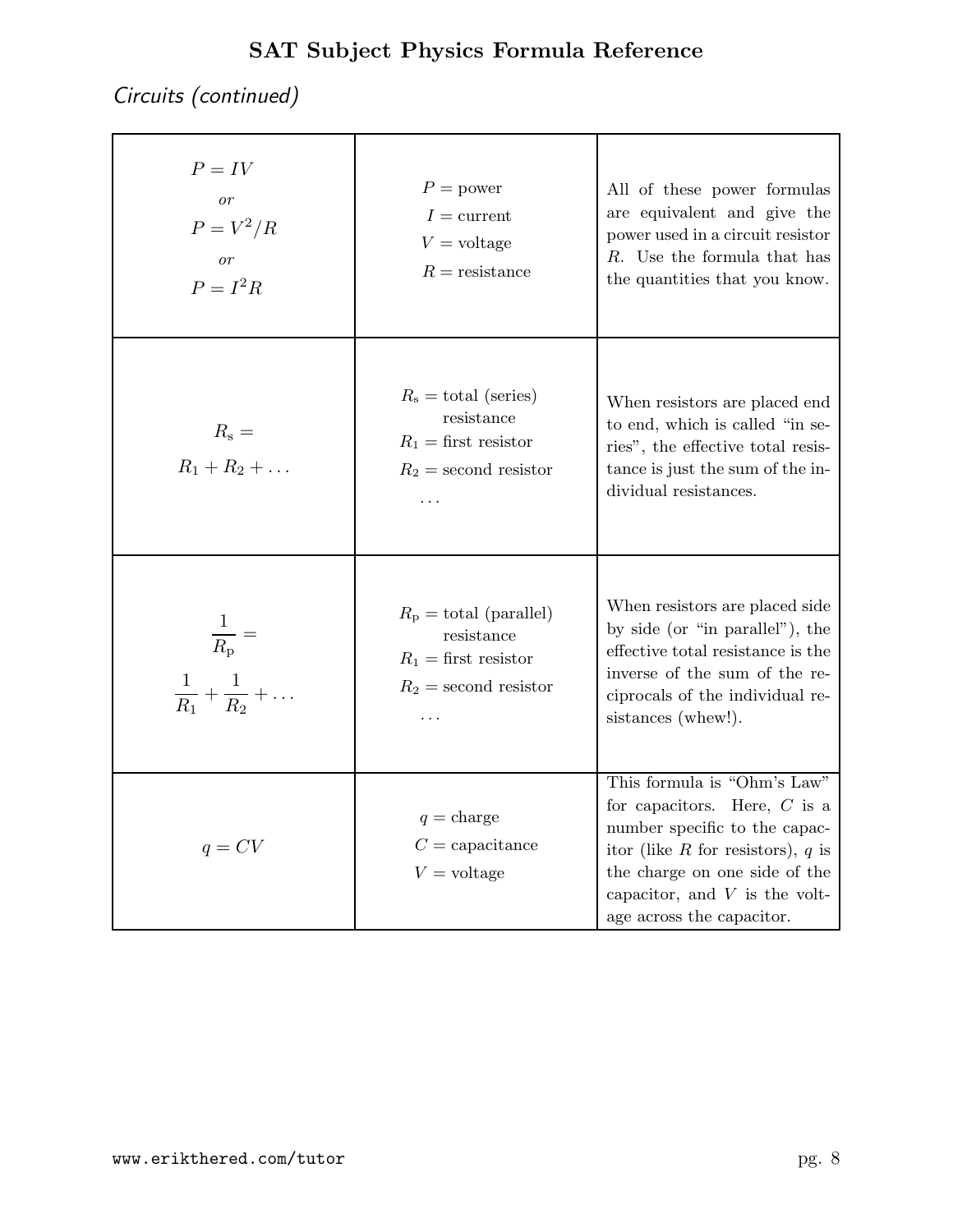## Circuits (continued)

| | | |
|---|---|---|
| $P = IV$ *or* $P = V^2/R$ *or* $P = I^2R$ | $P$ = power, $I$ = current, $V$ = voltage, $R$ = resistance | All of these power formulas are equivalent and give the power used in a circuit resistor $R$. Use the formula that has the quantities that you know. |
| $R_s = R_1 + R_2 + \ldots$ | $R_s$ = total (series) resistance, $R_1$ = first resistor, $R_2$ = second resistor, $\ldots$ | When resistors are placed end to end, which is called "in series", the effective total resistance is just the sum of the individual resistances. |
| $\frac{1}{R_p} = \frac{1}{R_1} + \frac{1}{R_2} + \ldots$ | $R_p$ = total (parallel) resistance, $R_1$ = first resistor, $R_2$ = second resistor, $\ldots$ | When resistors are placed side by side (or "in parallel"), the effective total resistance is the inverse of the sum of the reciprocals of the individual resistances (whew!). |
| $q = CV$ | $q$ = charge, $C$ = capacitance, $V$ = voltage | This formula is "Ohm's Law" for capacitors. Here, $C$ is a number specific to the capacitor (like $R$ for resistors), $q$ is the charge on one side of the capacitor, and $V$ is the voltage across the capacitor. |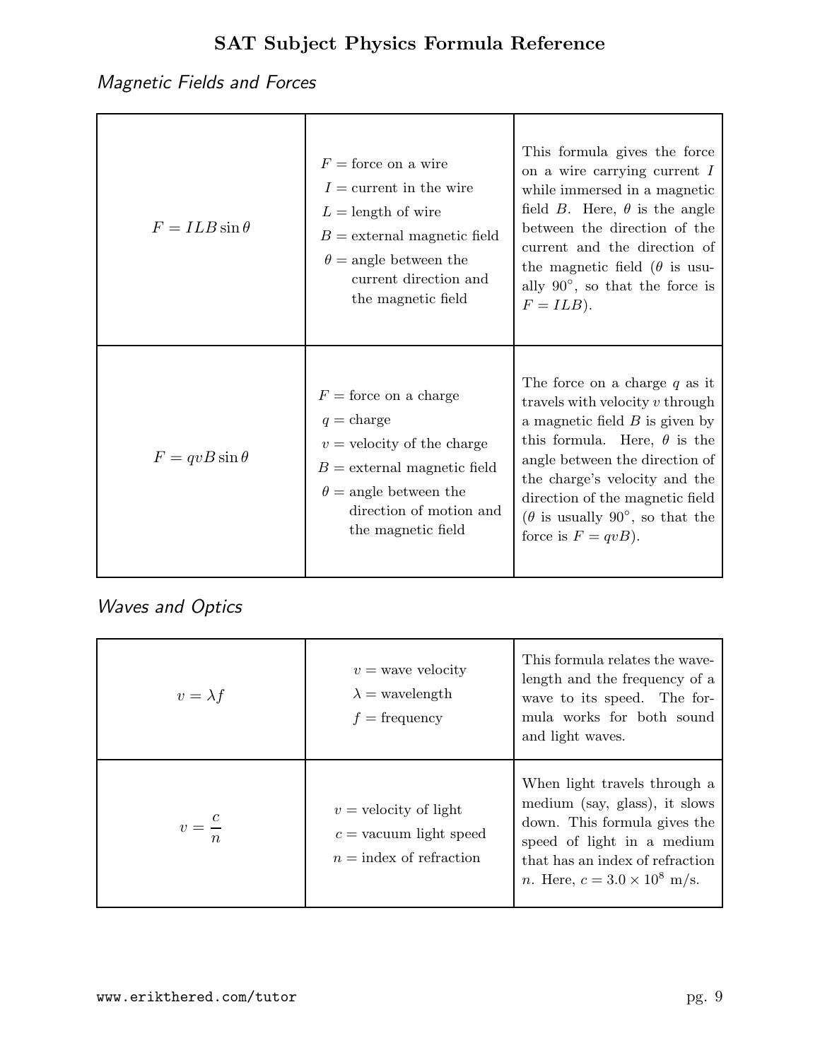# SAT Subject Physics Formula Reference

## *Magnetic Fields and Forces*

| | | |
|---|---|---|
| $F = ILB\sin\theta$ | $F$ = force on a wire<br>$I$ = current in the wire<br>$L$ = length of wire<br>$B$ = external magnetic field<br>$\theta$ = angle between the current direction and the magnetic field | This formula gives the force on a wire carrying current $I$ while immersed in a magnetic field $B$. Here, $\theta$ is the angle between the direction of the current and the direction of the magnetic field ($\theta$ is usually 90°, so that the force is $F = ILB$). |
| $F = qvB\sin\theta$ | $F$ = force on a charge<br>$q$ = charge<br>$v$ = velocity of the charge<br>$B$ = external magnetic field<br>$\theta$ = angle between the direction of motion and the magnetic field | The force on a charge $q$ as it travels with velocity $v$ through a magnetic field $B$ is given by this formula. Here, $\theta$ is the angle between the direction of the charge's velocity and the direction of the magnetic field ($\theta$ is usually 90°, so that the force is $F = qvB$). |

## *Waves and Optics*

| | | |
|---|---|---|
| $v = \lambda f$ | $v$ = wave velocity<br>$\lambda$ = wavelength<br>$f$ = frequency | This formula relates the wavelength and the frequency of a wave to its speed. The formula works for both sound and light waves. |
| $v = \dfrac{c}{n}$ | $v$ = velocity of light<br>$c$ = vacuum light speed<br>$n$ = index of refraction | When light travels through a medium (say, glass), it slows down. This formula gives the speed of light in a medium that has an index of refraction $n$. Here, $c = 3.0 \times 10^8$ m/s. |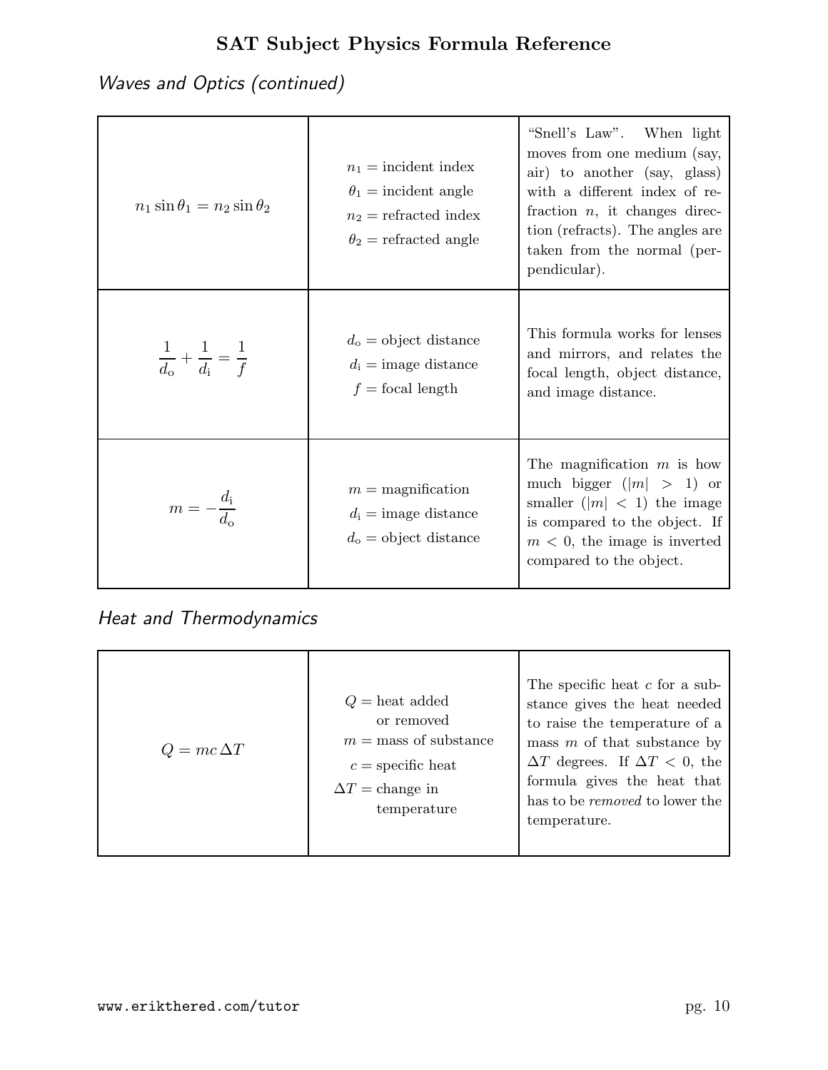# SAT Subject Physics Formula Reference

## *Waves and Optics (continued)*

| | | |
|---|---|---|
| $n_1 \sin\theta_1 = n_2 \sin\theta_2$ | $n_1$ = incident index<br>$\theta_1$ = incident angle<br>$n_2$ = refracted index<br>$\theta_2$ = refracted angle | "Snell's Law". When light moves from one medium (say, air) to another (say, glass) with a different index of refraction $n$, it changes direction (refracts). The angles are taken from the normal (perpendicular). |
| $\dfrac{1}{d_\text{o}} + \dfrac{1}{d_\text{i}} = \dfrac{1}{f}$ | $d_\text{o}$ = object distance<br>$d_\text{i}$ = image distance<br>$f$ = focal length | This formula works for lenses and mirrors, and relates the focal length, object distance, and image distance. |
| $m = -\dfrac{d_\text{i}}{d_\text{o}}$ | $m$ = magnification<br>$d_\text{i}$ = image distance<br>$d_\text{o}$ = object distance | The magnification $m$ is how much bigger ($\lvert m\rvert > 1$) or smaller ($\lvert m\rvert < 1$) the image is compared to the object. If $m < 0$, the image is inverted compared to the object. |

## *Heat and Thermodynamics*

| | | |
|---|---|---|
| $Q = mc\,\Delta T$ | $Q$ = heat added or removed<br>$m$ = mass of substance<br>$c$ = specific heat<br>$\Delta T$ = change in temperature | The specific heat $c$ for a substance gives the heat needed to raise the temperature of a mass $m$ of that substance by $\Delta T$ degrees. If $\Delta T < 0$, the formula gives the heat that has to be *removed* to lower the temperature. |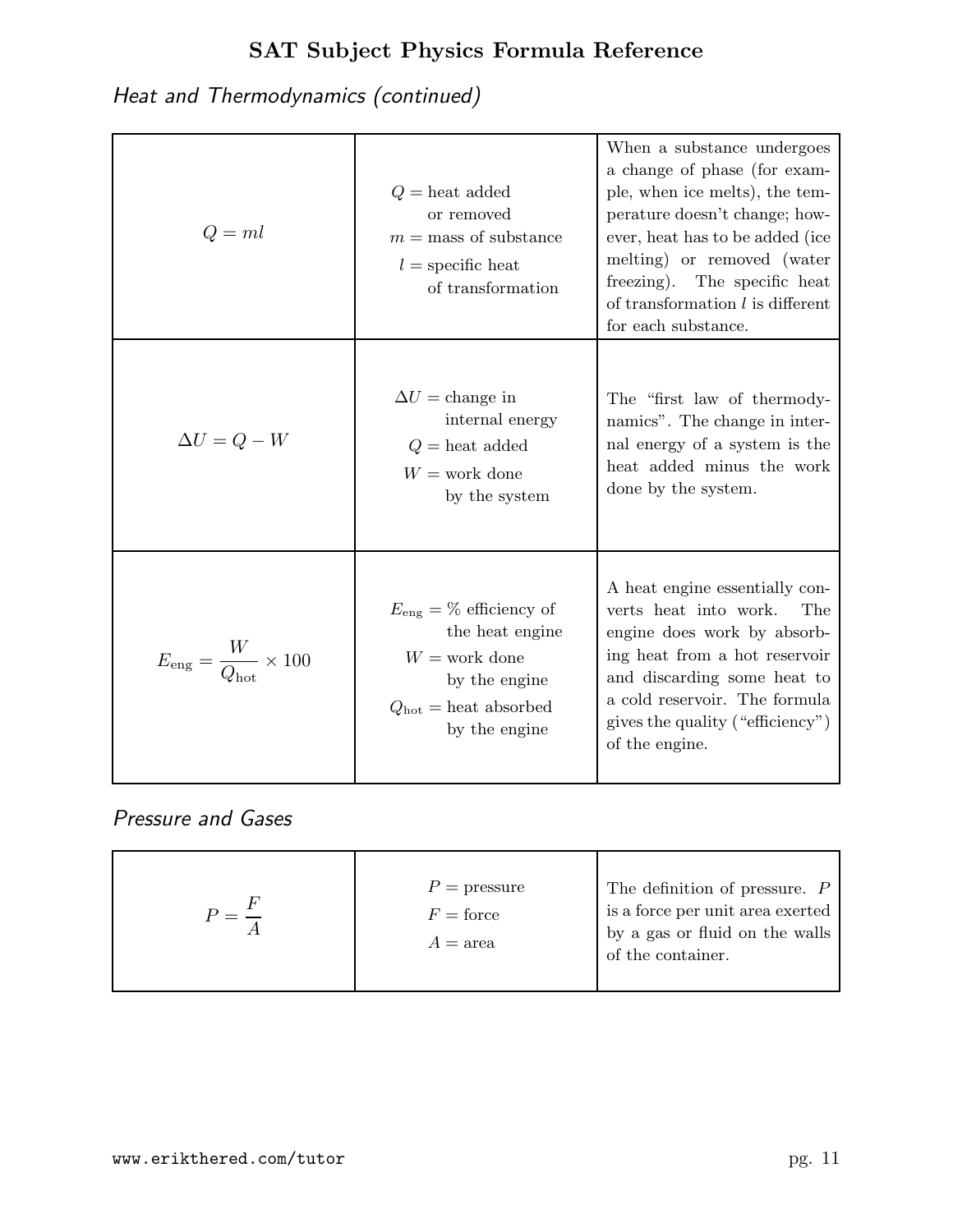## Heat and Thermodynamics (continued)

| Formula | Variables | Description |
|---|---|---|
| $Q = ml$ | $Q$ = heat added or removed<br>$m$ = mass of substance<br>$l$ = specific heat of transformation | When a substance undergoes a change of phase (for example, when ice melts), the temperature doesn't change; however, heat has to be added (ice melting) or removed (water freezing). The specific heat of transformation $l$ is different for each substance. |
| $\Delta U = Q - W$ | $\Delta U$ = change in internal energy<br>$Q$ = heat added<br>$W$ = work done by the system | The "first law of thermodynamics". The change in internal energy of a system is the heat added minus the work done by the system. |
| $E_{\text{eng}} = \frac{W}{Q_{\text{hot}}} \times 100$ | $E_{\text{eng}}$ = % efficiency of the heat engine<br>$W$ = work done by the engine<br>$Q_{\text{hot}}$ = heat absorbed by the engine | A heat engine essentially converts heat into work. The engine does work by absorbing heat from a hot reservoir and discarding some heat to a cold reservoir. The formula gives the quality ("efficiency") of the engine. |

## Pressure and Gases

| Formula | Variables | Description |
|---|---|---|
| $P = \frac{F}{A}$ | $P$ = pressure<br>$F$ = force<br>$A$ = area | The definition of pressure. $P$ is a force per unit area exerted by a gas or fluid on the walls of the container. |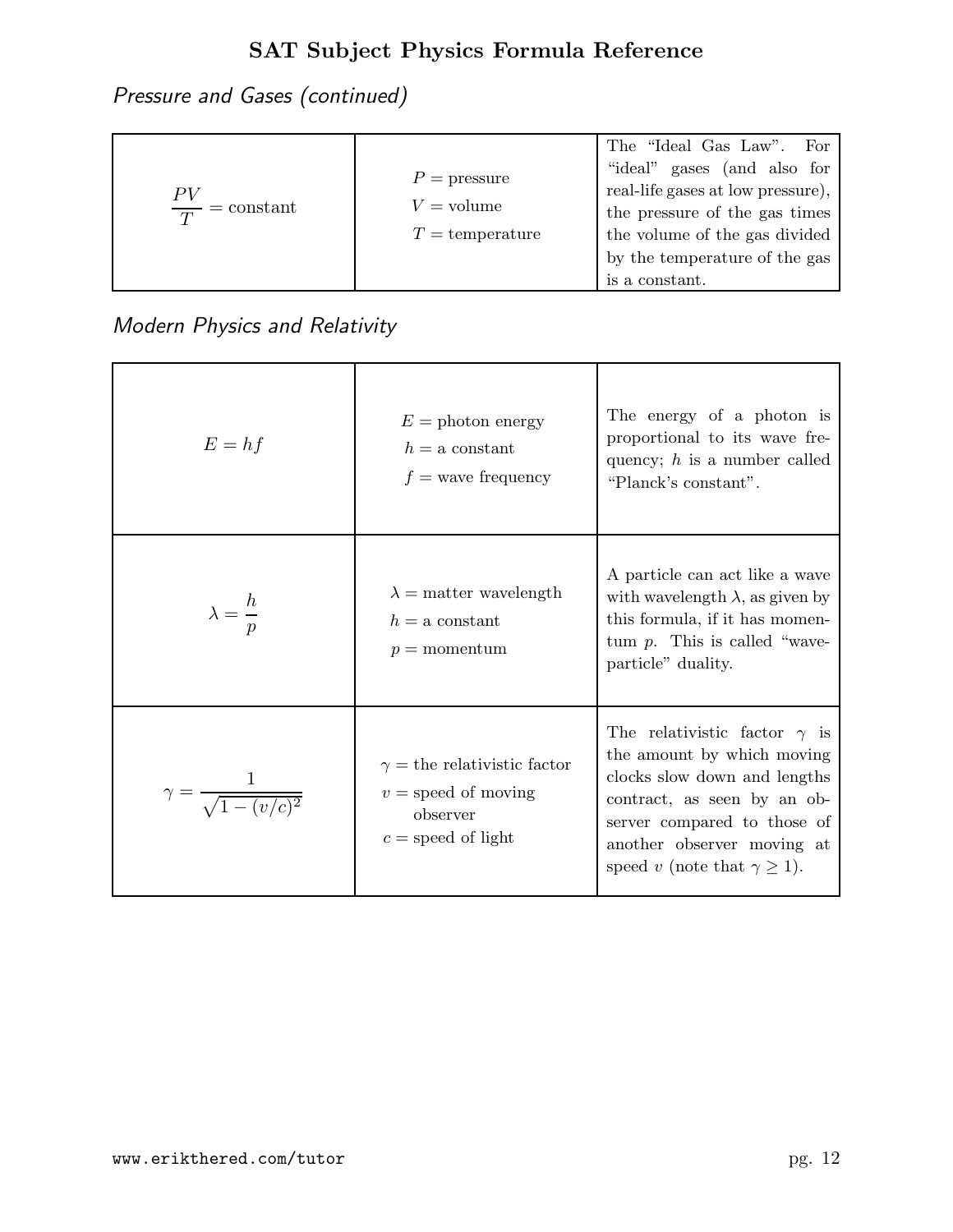*Pressure and Gases (continued)*

| | | |
|---|---|---|
| $\frac{PV}{T} = \text{constant}$ | $P$ = pressure<br>$V$ = volume<br>$T$ = temperature | The "Ideal Gas Law". For "ideal" gases (and also for real-life gases at low pressure), the pressure of the gas times the volume of the gas divided by the temperature of the gas is a constant. |

*Modern Physics and Relativity*

| | | |
|---|---|---|
| $E = hf$ | $E$ = photon energy<br>$h$ = a constant<br>$f$ = wave frequency | The energy of a photon is proportional to its wave frequency; $h$ is a number called "Planck's constant". |
| $\lambda = \frac{h}{p}$ | $\lambda$ = matter wavelength<br>$h$ = a constant<br>$p$ = momentum | A particle can act like a wave with wavelength $\lambda$, as given by this formula, if it has momentum $p$. This is called "wave-particle" duality. |
| $\gamma = \frac{1}{\sqrt{1-(v/c)^2}}$ | $\gamma$ = the relativistic factor<br>$v$ = speed of moving observer<br>$c$ = speed of light | The relativistic factor $\gamma$ is the amount by which moving clocks slow down and lengths contract, as seen by an observer compared to those of another observer moving at speed $v$ (note that $\gamma \geq 1$). |